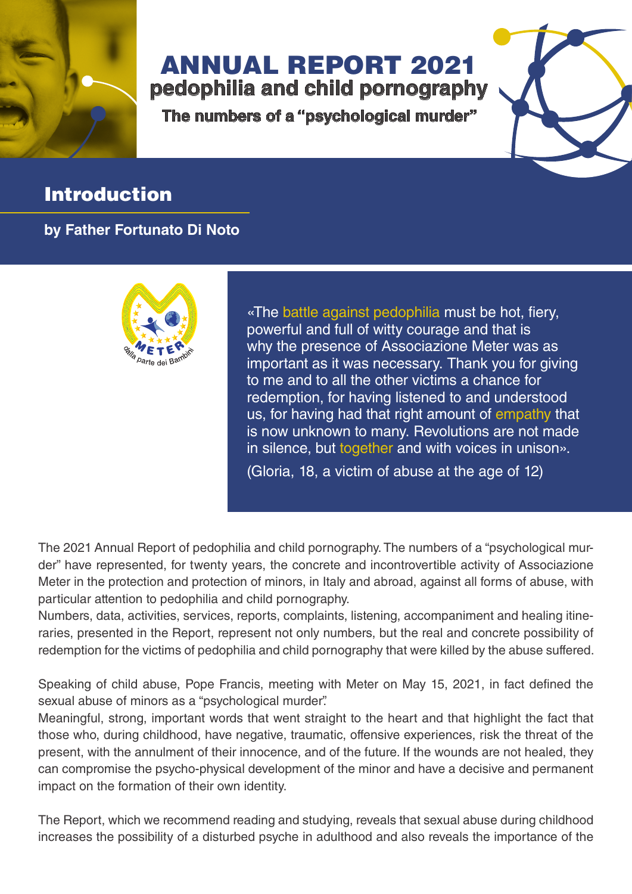# ANNUAL REPORT 2021
## pedophilia and child pornography
### The numbers of a "psychological murder"

## Introduction

**by Father Fortunato Di Noto**

METER
dalla parte dei Bambini

«The battle against pedophilia must be hot, fiery, powerful and full of witty courage and that is why the presence of Associazione Meter was as important as it was necessary. Thank you for giving to me and to all the other victims a chance for redemption, for having listened to and understood us, for having had that right amount of empathy that is now unknown to many. Revolutions are not made in silence, but together and with voices in unison».

(Gloria, 18, a victim of abuse at the age of 12)

The 2021 Annual Report of pedophilia and child pornography. The numbers of a "psychological murder" have represented, for twenty years, the concrete and incontrovertible activity of Associazione Meter in the protection and protection of minors, in Italy and abroad, against all forms of abuse, with particular attention to pedophilia and child pornography.
Numbers, data, activities, services, reports, complaints, listening, accompaniment and healing itineraries, presented in the Report, represent not only numbers, but the real and concrete possibility of redemption for the victims of pedophilia and child pornography that were killed by the abuse suffered.

Speaking of child abuse, Pope Francis, meeting with Meter on May 15, 2021, in fact defined the sexual abuse of minors as a "psychological murder".
Meaningful, strong, important words that went straight to the heart and that highlight the fact that those who, during childhood, have negative, traumatic, offensive experiences, risk the threat of the present, with the annulment of their innocence, and of the future. If the wounds are not healed, they can compromise the psycho-physical development of the minor and have a decisive and permanent impact on the formation of their own identity.

The Report, which we recommend reading and studying, reveals that sexual abuse during childhood increases the possibility of a disturbed psyche in adulthood and also reveals the importance of the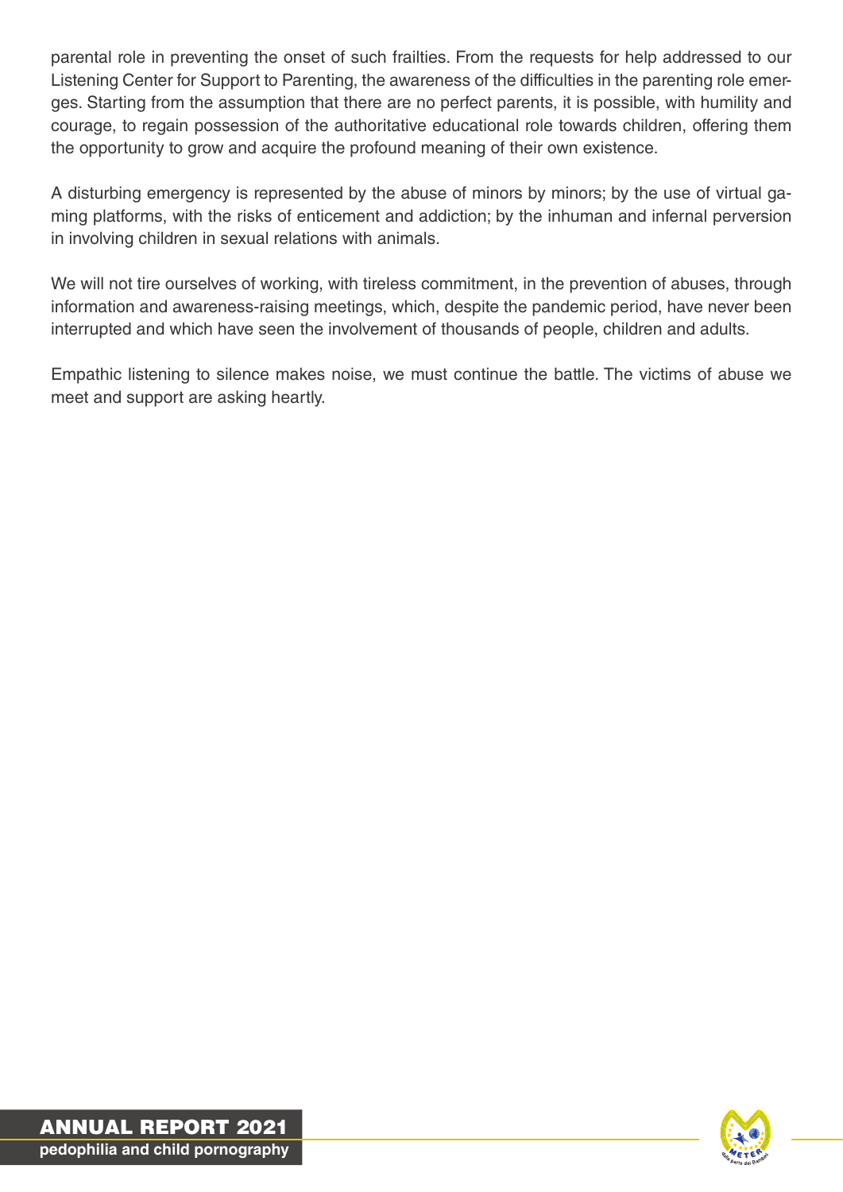parental role in preventing the onset of such frailties. From the requests for help addressed to our Listening Center for Support to Parenting, the awareness of the difficulties in the parenting role emerges. Starting from the assumption that there are no perfect parents, it is possible, with humility and courage, to regain possession of the authoritative educational role towards children, offering them the opportunity to grow and acquire the profound meaning of their own existence.

A disturbing emergency is represented by the abuse of minors by minors; by the use of virtual gaming platforms, with the risks of enticement and addiction; by the inhuman and infernal perversion in involving children in sexual relations with animals.

We will not tire ourselves of working, with tireless commitment, in the prevention of abuses, through information and awareness-raising meetings, which, despite the pandemic period, have never been interrupted and which have seen the involvement of thousands of people, children and adults.

Empathic listening to silence makes noise, we must continue the battle. The victims of abuse we meet and support are asking heartly.